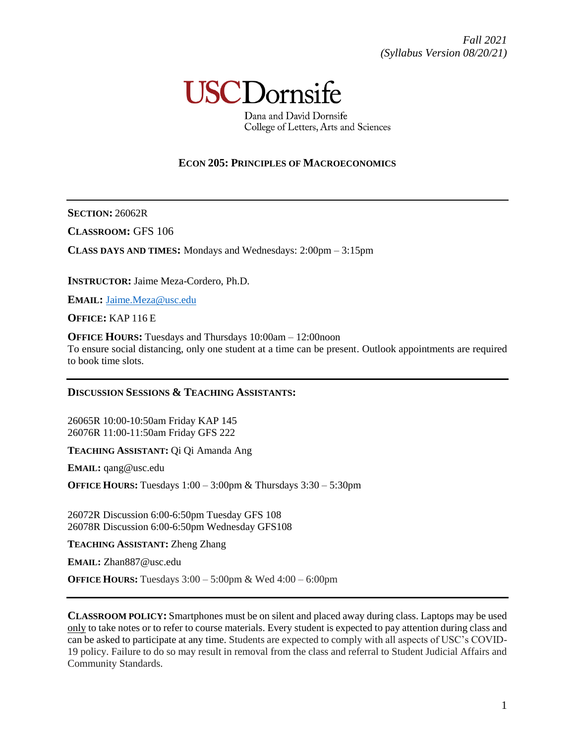*Fall 2021*
*(Syllabus Version 08/20/21)*

USC Dornsife

Dana and David Dornsife
College of Letters, Arts and Sciences

# ECON 205: PRINCIPLES OF MACROECONOMICS

---

**SECTION:** 26062R

**CLASSROOM:** GFS 106

**CLASS DAYS AND TIMES:** Mondays and Wednesdays: 2:00pm – 3:15pm

**INSTRUCTOR:** Jaime Meza-Cordero, Ph.D.

**EMAIL:** Jaime.Meza@usc.edu

**OFFICE:** KAP 116 E

**OFFICE HOURS:** Tuesdays and Thursdays 10:00am – 12:00noon
To ensure social distancing, only one student at a time can be present. Outlook appointments are required to book time slots.

---

**DISCUSSION SESSIONS & TEACHING ASSISTANTS:**

26065R 10:00-10:50am Friday KAP 145
26076R 11:00-11:50am Friday GFS 222

**TEACHING ASSISTANT:** Qi Qi Amanda Ang

**EMAIL:** qang@usc.edu

**OFFICE HOURS:** Tuesdays 1:00 – 3:00pm & Thursdays 3:30 – 5:30pm

26072R Discussion 6:00-6:50pm Tuesday GFS 108
26078R Discussion 6:00-6:50pm Wednesday GFS108

**TEACHING ASSISTANT:** Zheng Zhang

**EMAIL:** Zhan887@usc.edu

**OFFICE HOURS:** Tuesdays 3:00 – 5:00pm & Wed 4:00 – 6:00pm

---

**CLASSROOM POLICY:** Smartphones must be on silent and placed away during class. Laptops may be used only to take notes or to refer to course materials. Every student is expected to pay attention during class and can be asked to participate at any time. Students are expected to comply with all aspects of USC's COVID-19 policy. Failure to do so may result in removal from the class and referral to Student Judicial Affairs and Community Standards.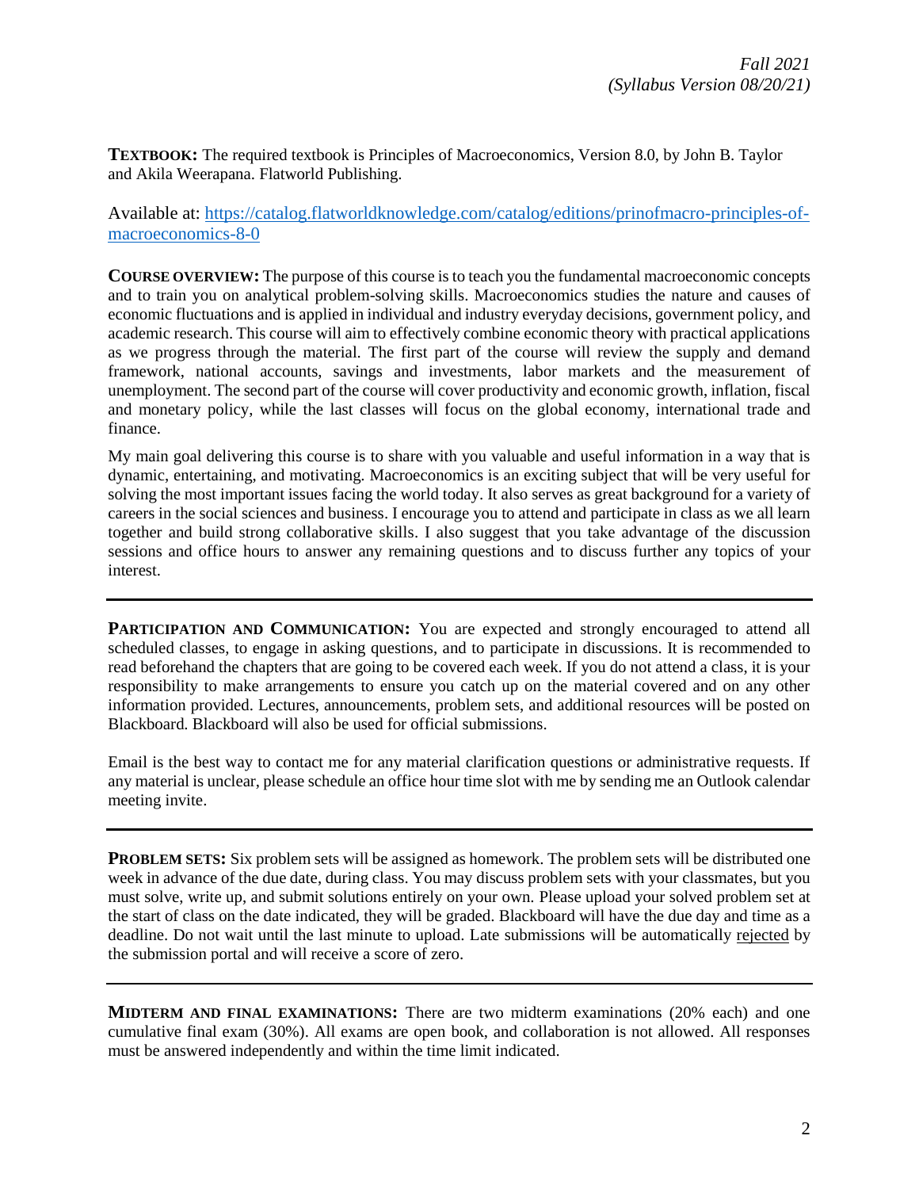*Fall 2021*
*(Syllabus Version 08/20/21)*

**TEXTBOOK:** The required textbook is Principles of Macroeconomics, Version 8.0, by John B. Taylor and Akila Weerapana. Flatworld Publishing.

Available at: [https://catalog.flatworldknowledge.com/catalog/editions/prinofmacro-principles-of-macroeconomics-8-0](https://catalog.flatworldknowledge.com/catalog/editions/prinofmacro-principles-of-macroeconomics-8-0)

**COURSE OVERVIEW:** The purpose of this course is to teach you the fundamental macroeconomic concepts and to train you on analytical problem-solving skills. Macroeconomics studies the nature and causes of economic fluctuations and is applied in individual and industry everyday decisions, government policy, and academic research. This course will aim to effectively combine economic theory with practical applications as we progress through the material. The first part of the course will review the supply and demand framework, national accounts, savings and investments, labor markets and the measurement of unemployment. The second part of the course will cover productivity and economic growth, inflation, fiscal and monetary policy, while the last classes will focus on the global economy, international trade and finance.

My main goal delivering this course is to share with you valuable and useful information in a way that is dynamic, entertaining, and motivating. Macroeconomics is an exciting subject that will be very useful for solving the most important issues facing the world today. It also serves as great background for a variety of careers in the social sciences and business. I encourage you to attend and participate in class as we all learn together and build strong collaborative skills. I also suggest that you take advantage of the discussion sessions and office hours to answer any remaining questions and to discuss further any topics of your interest.

---

**PARTICIPATION AND COMMUNICATION:** You are expected and strongly encouraged to attend all scheduled classes, to engage in asking questions, and to participate in discussions. It is recommended to read beforehand the chapters that are going to be covered each week. If you do not attend a class, it is your responsibility to make arrangements to ensure you catch up on the material covered and on any other information provided. Lectures, announcements, problem sets, and additional resources will be posted on Blackboard. Blackboard will also be used for official submissions.

Email is the best way to contact me for any material clarification questions or administrative requests. If any material is unclear, please schedule an office hour time slot with me by sending me an Outlook calendar meeting invite.

---

**PROBLEM SETS:** Six problem sets will be assigned as homework. The problem sets will be distributed one week in advance of the due date, during class. You may discuss problem sets with your classmates, but you must solve, write up, and submit solutions entirely on your own. Please upload your solved problem set at the start of class on the date indicated, they will be graded. Blackboard will have the due day and time as a deadline. Do not wait until the last minute to upload. Late submissions will be automatically rejected by the submission portal and will receive a score of zero.

---

**MIDTERM AND FINAL EXAMINATIONS:** There are two midterm examinations (20% each) and one cumulative final exam (30%). All exams are open book, and collaboration is not allowed. All responses must be answered independently and within the time limit indicated.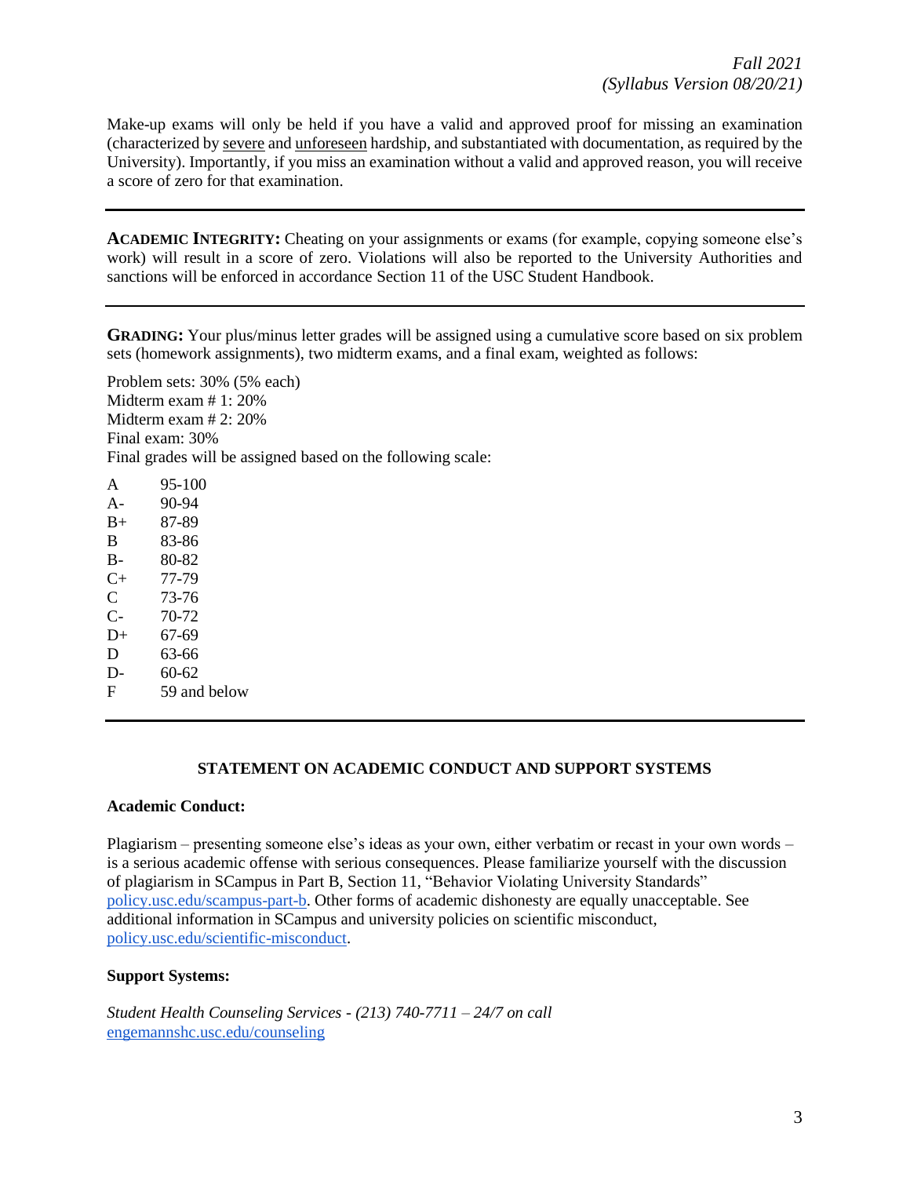Make-up exams will only be held if you have a valid and approved proof for missing an examination (characterized by severe and unforeseen hardship, and substantiated with documentation, as required by the University). Importantly, if you miss an examination without a valid and approved reason, you will receive a score of zero for that examination.

---

**ACADEMIC INTEGRITY:** Cheating on your assignments or exams (for example, copying someone else's work) will result in a score of zero. Violations will also be reported to the University Authorities and sanctions will be enforced in accordance Section 11 of the USC Student Handbook.

---

**GRADING:** Your plus/minus letter grades will be assigned using a cumulative score based on six problem sets (homework assignments), two midterm exams, and a final exam, weighted as follows:

Problem sets: 30% (5% each)
Midterm exam # 1: 20%
Midterm exam # 2: 20%
Final exam: 30%
Final grades will be assigned based on the following scale:

| Grade | Score |
|---|---|
| A | 95-100 |
| A- | 90-94 |
| B+ | 87-89 |
| B | 83-86 |
| B- | 80-82 |
| C+ | 77-79 |
| C | 73-76 |
| C- | 70-72 |
| D+ | 67-69 |
| D | 63-66 |
| D- | 60-62 |
| F | 59 and below |

---

## STATEMENT ON ACADEMIC CONDUCT AND SUPPORT SYSTEMS

### Academic Conduct:

Plagiarism – presenting someone else's ideas as your own, either verbatim or recast in your own words – is a serious academic offense with serious consequences. Please familiarize yourself with the discussion of plagiarism in SCampus in Part B, Section 11, "Behavior Violating University Standards" policy.usc.edu/scampus-part-b. Other forms of academic dishonesty are equally unacceptable. See additional information in SCampus and university policies on scientific misconduct, policy.usc.edu/scientific-misconduct.

### Support Systems:

*Student Health Counseling Services - (213) 740-7711 – 24/7 on call*
engemannshc.usc.edu/counseling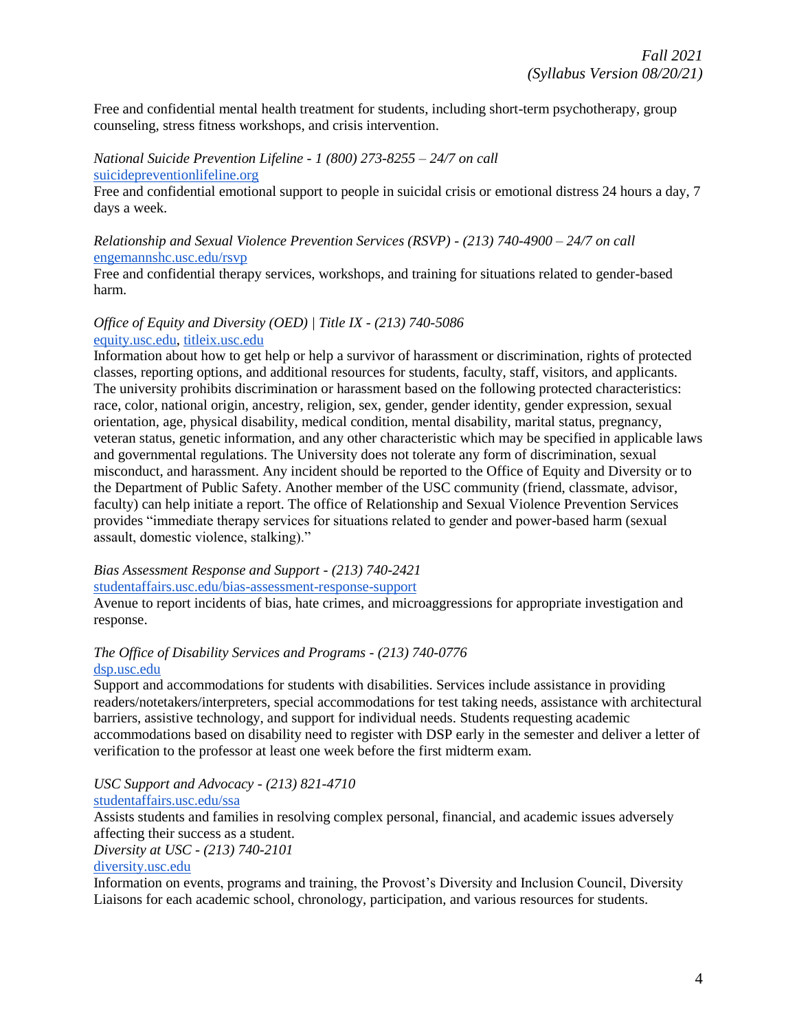Free and confidential mental health treatment for students, including short-term psychotherapy, group counseling, stress fitness workshops, and crisis intervention.

*National Suicide Prevention Lifeline - 1 (800) 273-8255 – 24/7 on call*
suicidepreventionlifeline.org
Free and confidential emotional support to people in suicidal crisis or emotional distress 24 hours a day, 7 days a week.

*Relationship and Sexual Violence Prevention Services (RSVP) - (213) 740-4900 – 24/7 on call*
engemannshc.usc.edu/rsvp
Free and confidential therapy services, workshops, and training for situations related to gender-based harm.

*Office of Equity and Diversity (OED) | Title IX - (213) 740-5086*
equity.usc.edu, titleix.usc.edu
Information about how to get help or help a survivor of harassment or discrimination, rights of protected classes, reporting options, and additional resources for students, faculty, staff, visitors, and applicants. The university prohibits discrimination or harassment based on the following protected characteristics: race, color, national origin, ancestry, religion, sex, gender, gender identity, gender expression, sexual orientation, age, physical disability, medical condition, mental disability, marital status, pregnancy, veteran status, genetic information, and any other characteristic which may be specified in applicable laws and governmental regulations. The University does not tolerate any form of discrimination, sexual misconduct, and harassment. Any incident should be reported to the Office of Equity and Diversity or to the Department of Public Safety. Another member of the USC community (friend, classmate, advisor, faculty) can help initiate a report. The office of Relationship and Sexual Violence Prevention Services provides "immediate therapy services for situations related to gender and power-based harm (sexual assault, domestic violence, stalking)."

*Bias Assessment Response and Support - (213) 740-2421*
studentaffairs.usc.edu/bias-assessment-response-support
Avenue to report incidents of bias, hate crimes, and microaggressions for appropriate investigation and response.

*The Office of Disability Services and Programs - (213) 740-0776*
dsp.usc.edu
Support and accommodations for students with disabilities. Services include assistance in providing readers/notetakers/interpreters, special accommodations for test taking needs, assistance with architectural barriers, assistive technology, and support for individual needs. Students requesting academic accommodations based on disability need to register with DSP early in the semester and deliver a letter of verification to the professor at least one week before the first midterm exam.

*USC Support and Advocacy - (213) 821-4710*
studentaffairs.usc.edu/ssa
Assists students and families in resolving complex personal, financial, and academic issues adversely affecting their success as a student.

*Diversity at USC - (213) 740-2101*
diversity.usc.edu
Information on events, programs and training, the Provost's Diversity and Inclusion Council, Diversity Liaisons for each academic school, chronology, participation, and various resources for students.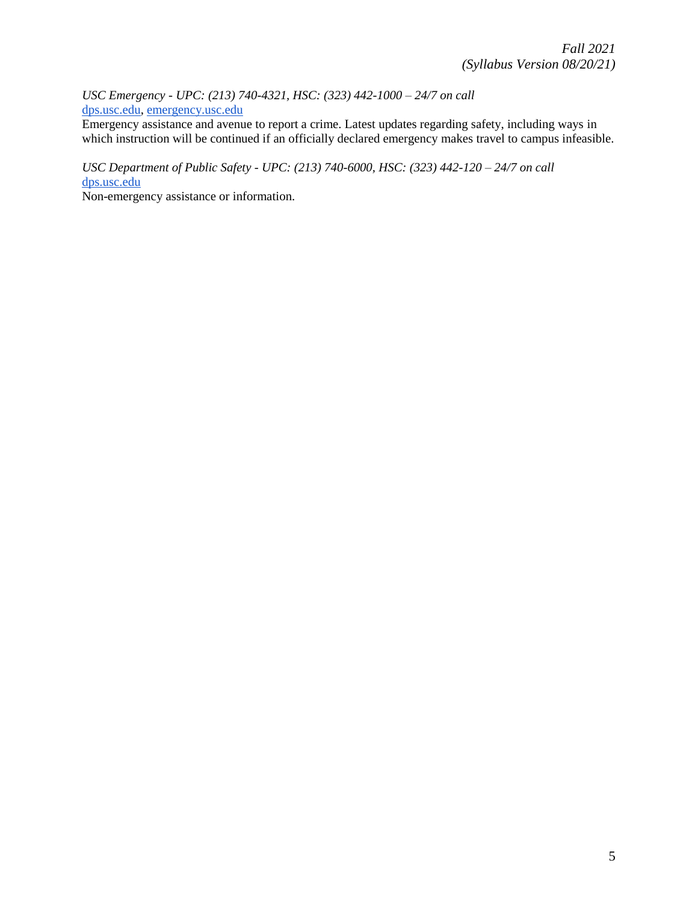*USC Emergency - UPC: (213) 740-4321, HSC: (323) 442-1000 – 24/7 on call*
[dps.usc.edu](http://dps.usc.edu), [emergency.usc.edu](http://emergency.usc.edu)
Emergency assistance and avenue to report a crime. Latest updates regarding safety, including ways in which instruction will be continued if an officially declared emergency makes travel to campus infeasible.

*USC Department of Public Safety - UPC: (213) 740-6000, HSC: (323) 442-120 – 24/7 on call*
[dps.usc.edu](http://dps.usc.edu)
Non-emergency assistance or information.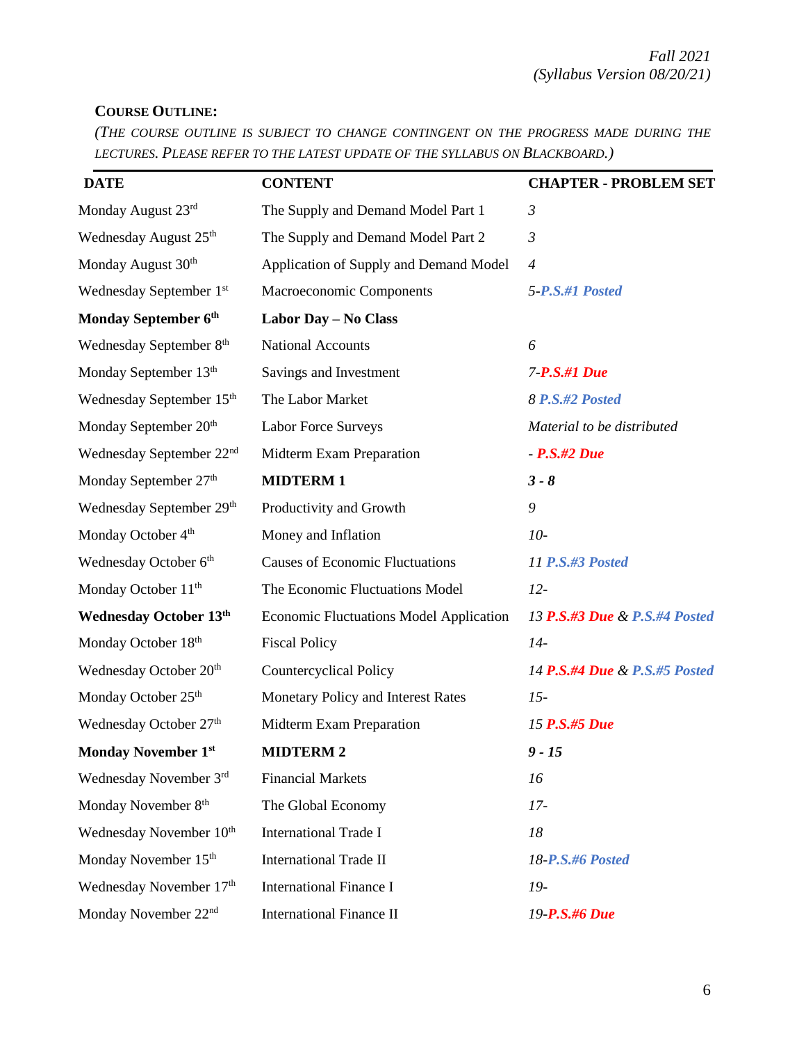*Fall 2021*
*(Syllabus Version 08/20/21)*

**COURSE OUTLINE:**

*(THE COURSE OUTLINE IS SUBJECT TO CHANGE CONTINGENT ON THE PROGRESS MADE DURING THE LECTURES. PLEASE REFER TO THE LATEST UPDATE OF THE SYLLABUS ON BLACKBOARD.)*

| DATE | CONTENT | CHAPTER - PROBLEM SET |
|---|---|---|
| Monday August 23rd | The Supply and Demand Model Part 1 | *3* |
| Wednesday August 25th | The Supply and Demand Model Part 2 | *3* |
| Monday August 30th | Application of Supply and Demand Model | *4* |
| Wednesday September 1st | Macroeconomic Components | *5-**P.S.#1 Posted*** |
| **Monday September 6th** | **Labor Day – No Class** | |
| Wednesday September 8th | National Accounts | *6* |
| Monday September 13th | Savings and Investment | *7-**P.S.#1 Due*** |
| Wednesday September 15th | The Labor Market | *8 **P.S.#2 Posted*** |
| Monday September 20th | Labor Force Surveys | *Material to be distributed* |
| Wednesday September 22nd | Midterm Exam Preparation | *- **P.S.#2 Due*** |
| Monday September 27th | **MIDTERM 1** | ***3 - 8*** |
| Wednesday September 29th | Productivity and Growth | *9* |
| Monday October 4th | Money and Inflation | *10-* |
| Wednesday October 6th | Causes of Economic Fluctuations | *11 **P.S.#3 Posted*** |
| Monday October 11th | The Economic Fluctuations Model | *12-* |
| **Wednesday October 13th** | Economic Fluctuations Model Application | *13 **P.S.#3 Due** & **P.S.#4 Posted*** |
| Monday October 18th | Fiscal Policy | *14-* |
| Wednesday October 20th | Countercyclical Policy | *14 **P.S.#4 Due** & **P.S.#5 Posted*** |
| Monday October 25th | Monetary Policy and Interest Rates | *15-* |
| Wednesday October 27th | Midterm Exam Preparation | *15 **P.S.#5 Due*** |
| **Monday November 1st** | **MIDTERM 2** | ***9 - 15*** |
| Wednesday November 3rd | Financial Markets | *16* |
| Monday November 8th | The Global Economy | *17-* |
| Wednesday November 10th | International Trade I | *18* |
| Monday November 15th | International Trade II | *18-**P.S.#6 Posted*** |
| Wednesday November 17th | International Finance I | *19-* |
| Monday November 22nd | International Finance II | *19-**P.S.#6 Due*** |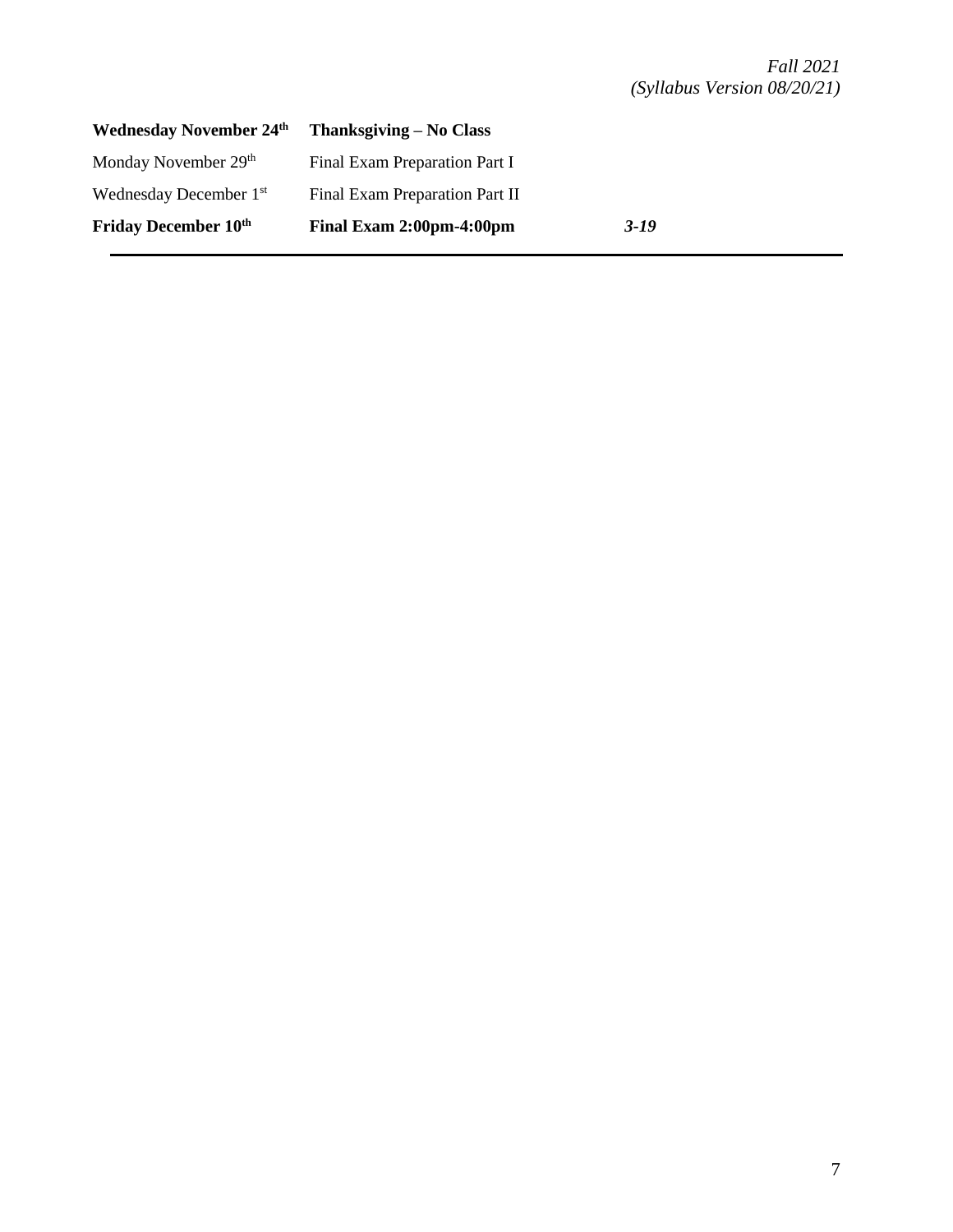| | | |
|---|---|---|
| **Wednesday November 24th** | **Thanksgiving – No Class** | |
| Monday November 29th | Final Exam Preparation Part I | |
| Wednesday December 1st | Final Exam Preparation Part II | |
| **Friday December 10th** | **Final Exam 2:00pm-4:00pm** | ***3-19*** |